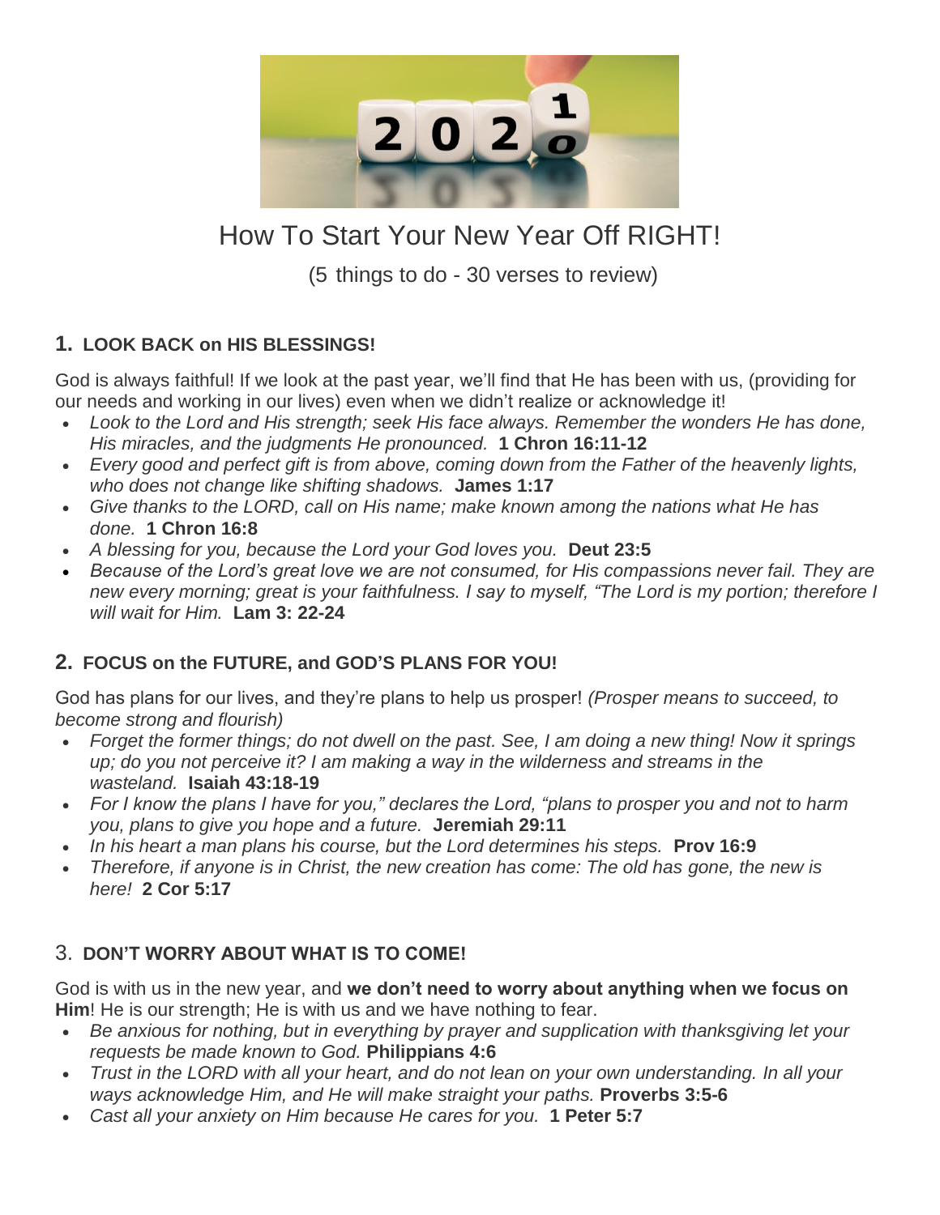# How To Start Your New Year Off RIGHT!

(5 things to do - 30 verses to review)

## 1. LOOK BACK on HIS BLESSINGS!

God is always faithful! If we look at the past year, we'll find that He has been with us, (providing for our needs and working in our lives) even when we didn't realize or acknowledge it!

- *Look to the Lord and His strength; seek His face always. Remember the wonders He has done, His miracles, and the judgments He pronounced.* **1 Chron 16:11-12**
- *Every good and perfect gift is from above, coming down from the Father of the heavenly lights, who does not change like shifting shadows.* **James 1:17**
- *Give thanks to the LORD, call on His name; make known among the nations what He has done.* **1 Chron 16:8**
- *A blessing for you, because the Lord your God loves you.* **Deut 23:5**
- *Because of the Lord's great love we are not consumed, for His compassions never fail. They are new every morning; great is your faithfulness. I say to myself, "The Lord is my portion; therefore I will wait for Him.* **Lam 3: 22-24**

## 2. FOCUS on the FUTURE, and GOD'S PLANS FOR YOU!

God has plans for our lives, and they're plans to help us prosper! *(Prosper means to succeed, to become strong and flourish)*

- *Forget the former things; do not dwell on the past. See, I am doing a new thing! Now it springs up; do you not perceive it? I am making a way in the wilderness and streams in the wasteland.* **Isaiah 43:18-19**
- *For I know the plans I have for you," declares the Lord, "plans to prosper you and not to harm you, plans to give you hope and a future.* **Jeremiah 29:11**
- *In his heart a man plans his course, but the Lord determines his steps.* **Prov 16:9**
- *Therefore, if anyone is in Christ, the new creation has come: The old has gone, the new is here!* **2 Cor 5:17**

## 3. DON'T WORRY ABOUT WHAT IS TO COME!

God is with us in the new year, and **we don't need to worry about anything when we focus on Him**! He is our strength; He is with us and we have nothing to fear.

- *Be anxious for nothing, but in everything by prayer and supplication with thanksgiving let your requests be made known to God.* **Philippians 4:6**
- *Trust in the LORD with all your heart, and do not lean on your own understanding. In all your ways acknowledge Him, and He will make straight your paths.* **Proverbs 3:5-6**
- *Cast all your anxiety on Him because He cares for you.* **1 Peter 5:7**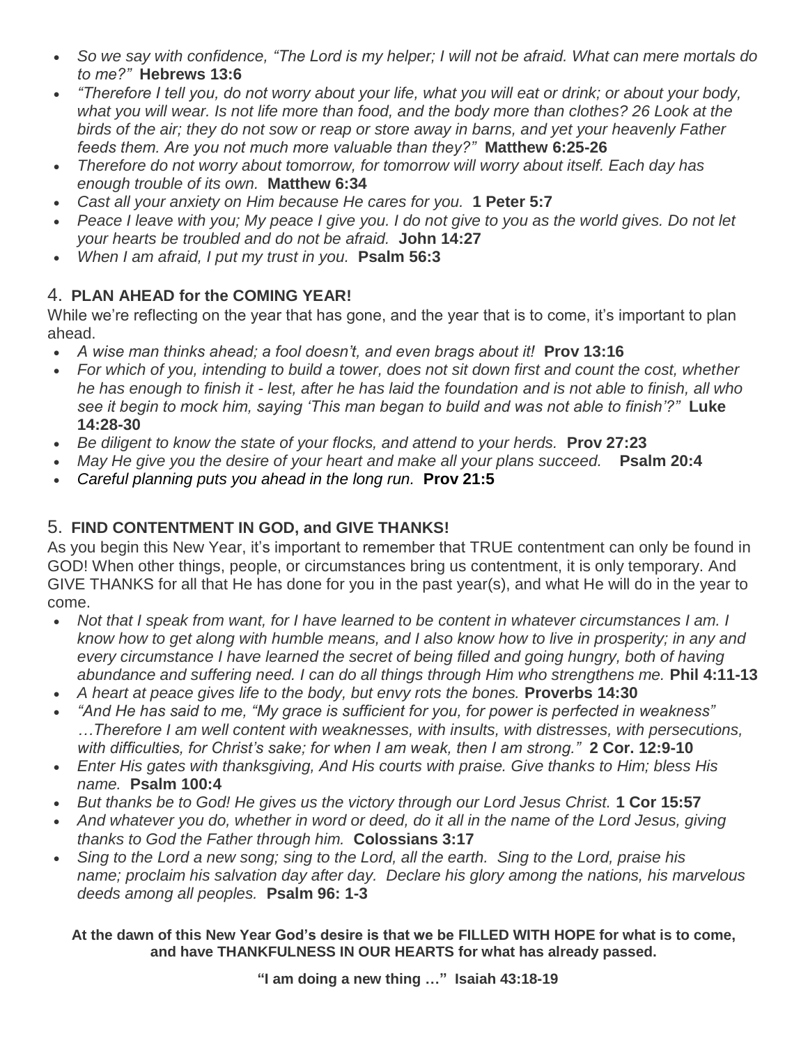- *So we say with confidence, "The Lord is my helper; I will not be afraid. What can mere mortals do to me?"* **Hebrews 13:6**
- *"Therefore I tell you, do not worry about your life, what you will eat or drink; or about your body, what you will wear. Is not life more than food, and the body more than clothes? 26 Look at the birds of the air; they do not sow or reap or store away in barns, and yet your heavenly Father feeds them. Are you not much more valuable than they?"* **Matthew 6:25-26**
- *Therefore do not worry about tomorrow, for tomorrow will worry about itself. Each day has enough trouble of its own.* **Matthew 6:34**
- *Cast all your anxiety on Him because He cares for you.* **1 Peter 5:7**
- *Peace I leave with you; My peace I give you. I do not give to you as the world gives. Do not let your hearts be troubled and do not be afraid.* **John 14:27**
- *When I am afraid, I put my trust in you.* **Psalm 56:3**

## 4. **PLAN AHEAD for the COMING YEAR!**

While we're reflecting on the year that has gone, and the year that is to come, it's important to plan ahead.

- *A wise man thinks ahead; a fool doesn't, and even brags about it!* **Prov 13:16**
- *For which of you, intending to build a tower, does not sit down first and count the cost, whether he has enough to finish it - lest, after he has laid the foundation and is not able to finish, all who see it begin to mock him, saying 'This man began to build and was not able to finish'?"* **Luke 14:28-30**
- *Be diligent to know the state of your flocks, and attend to your herds.* **Prov 27:23**
- *May He give you the desire of your heart and make all your plans succeed.* **Psalm 20:4**
- *Careful planning puts you ahead in the long run.* **Prov 21:5**

## 5. **FIND CONTENTMENT IN GOD, and GIVE THANKS!**

As you begin this New Year, it's important to remember that TRUE contentment can only be found in GOD! When other things, people, or circumstances bring us contentment, it is only temporary. And GIVE THANKS for all that He has done for you in the past year(s), and what He will do in the year to come.

- *Not that I speak from want, for I have learned to be content in whatever circumstances I am. I know how to get along with humble means, and I also know how to live in prosperity; in any and every circumstance I have learned the secret of being filled and going hungry, both of having abundance and suffering need. I can do all things through Him who strengthens me.* **Phil 4:11-13**
- *A heart at peace gives life to the body, but envy rots the bones.* **Proverbs 14:30**
- *"And He has said to me, "My grace is sufficient for you, for power is perfected in weakness" …Therefore I am well content with weaknesses, with insults, with distresses, with persecutions, with difficulties, for Christ's sake; for when I am weak, then I am strong."* **2 Cor. 12:9-10**
- *Enter His gates with thanksgiving, And His courts with praise. Give thanks to Him; bless His name.* **Psalm 100:4**
- *But thanks be to God! He gives us the victory through our Lord Jesus Christ.* **1 Cor 15:57**
- *And whatever you do, whether in word or deed, do it all in the name of the Lord Jesus, giving thanks to God the Father through him.* **Colossians 3:17**
- *Sing to the Lord a new song; sing to the Lord, all the earth. Sing to the Lord, praise his name; proclaim his salvation day after day. Declare his glory among the nations, his marvelous deeds among all peoples.* **Psalm 96: 1-3**

**At the dawn of this New Year God's desire is that we be FILLED WITH HOPE for what is to come, and have THANKFULNESS IN OUR HEARTS for what has already passed.**

**"I am doing a new thing …" Isaiah 43:18-19**